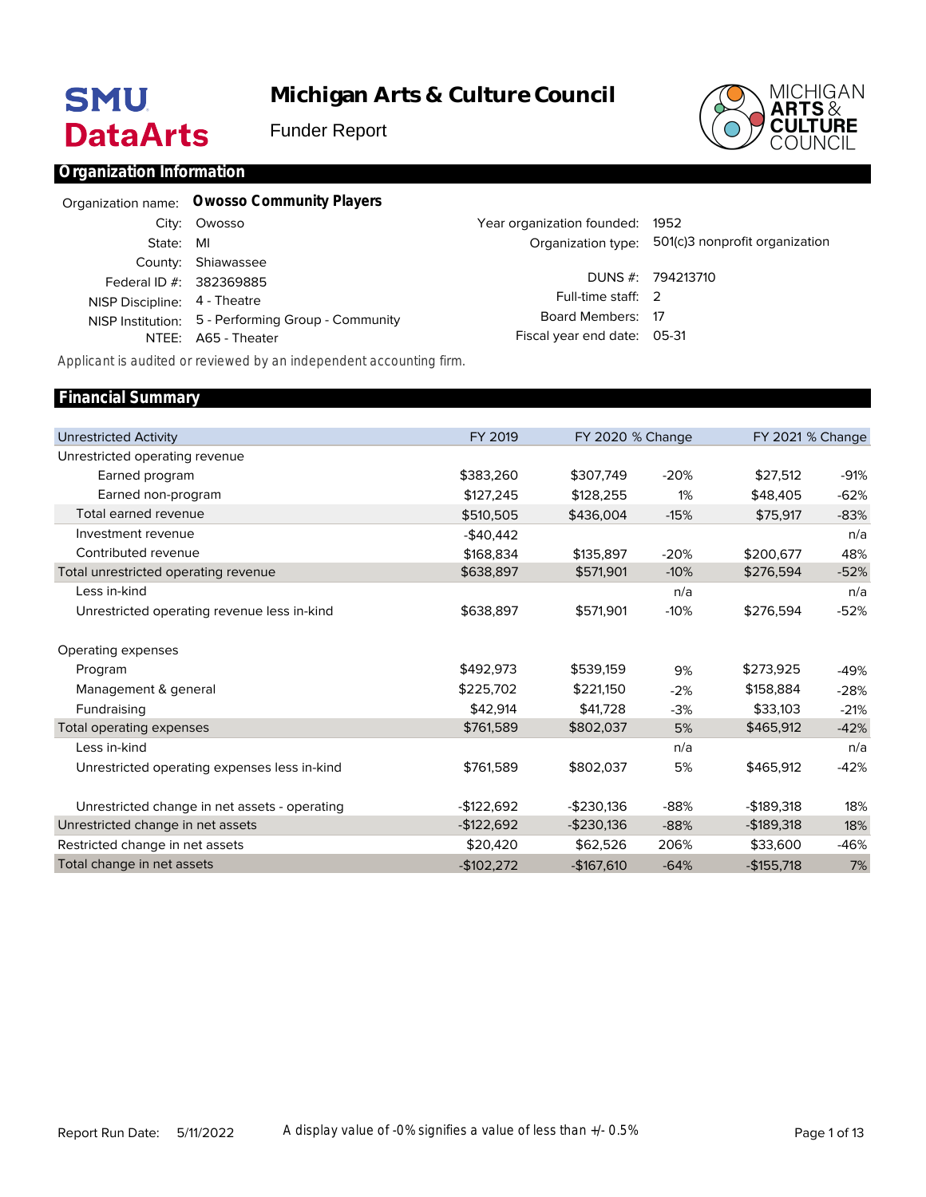# Michigan Arts & Culture Council

Funder Report

## Organization Information

| | |
|---|---|
| Organization name: | **Owosso Community Players** |
| City: | Owosso |
| State: | MI |
| County: | Shiawassee |
| Federal ID #: | 382369885 |
| NISP Discipline: | 4 - Theatre |
| NISP Institution: | 5 - Performing Group - Community |
| NTEE: | A65 - Theater |
| Year organization founded: | 1952 |
| Organization type: | 501(c)3 nonprofit organization |
| DUNS #: | 794213710 |
| Full-time staff: | 2 |
| Board Members: | 17 |
| Fiscal year end date: | 05-31 |

Applicant is audited or reviewed by an independent accounting firm.

## Financial Summary

| Unrestricted Activity | FY 2019 | FY 2020 | % Change | FY 2021 | % Change |
|---|---|---|---|---|---|
| Unrestricted operating revenue | | | | | |
| Earned program | $383,260 | $307,749 | -20% | $27,512 | -91% |
| Earned non-program | $127,245 | $128,255 | 1% | $48,405 | -62% |
| Total earned revenue | $510,505 | $436,004 | -15% | $75,917 | -83% |
| Investment revenue | -$40,442 | | | | n/a |
| Contributed revenue | $168,834 | $135,897 | -20% | $200,677 | 48% |
| Total unrestricted operating revenue | $638,897 | $571,901 | -10% | $276,594 | -52% |
| Less in-kind | | | n/a | | n/a |
| Unrestricted operating revenue less in-kind | $638,897 | $571,901 | -10% | $276,594 | -52% |
| | | | | | |
| Operating expenses | | | | | |
| Program | $492,973 | $539,159 | 9% | $273,925 | -49% |
| Management & general | $225,702 | $221,150 | -2% | $158,884 | -28% |
| Fundraising | $42,914 | $41,728 | -3% | $33,103 | -21% |
| Total operating expenses | $761,589 | $802,037 | 5% | $465,912 | -42% |
| Less in-kind | | | n/a | | n/a |
| Unrestricted operating expenses less in-kind | $761,589 | $802,037 | 5% | $465,912 | -42% |
| | | | | | |
| Unrestricted change in net assets - operating | -$122,692 | -$230,136 | -88% | -$189,318 | 18% |
| Unrestricted change in net assets | -$122,692 | -$230,136 | -88% | -$189,318 | 18% |
| Restricted change in net assets | $20,420 | $62,526 | 206% | $33,600 | -46% |
| Total change in net assets | -$102,272 | -$167,610 | -64% | -$155,718 | 7% |

Report Run Date: 5/11/2022

A display value of -0% signifies a value of less than +/- 0.5%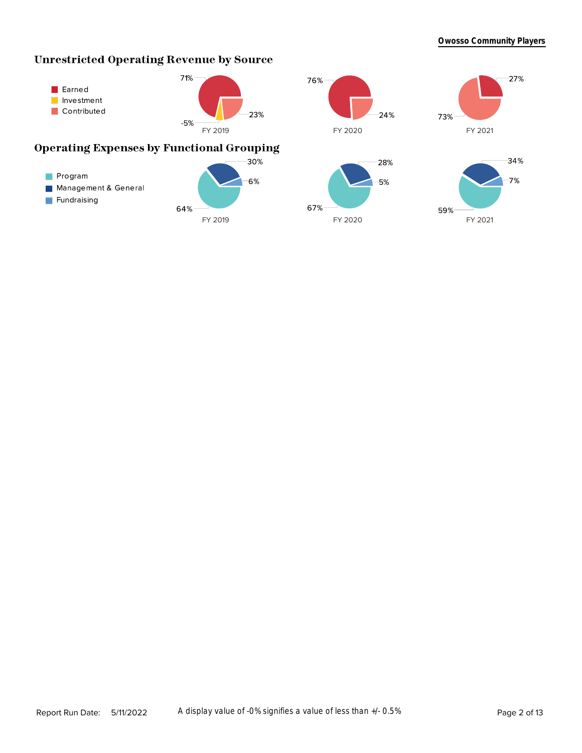## Unrestricted Operating Revenue by Source

| Source | FY 2019 | FY 2020 | FY 2021 |
|---|---|---|---|
| Earned | 71% | 76% | 27% |
| Investment | -5% | | |
| Contributed | 23% | 24% | 73% |

## Operating Expenses by Functional Grouping

| Grouping | FY 2019 | FY 2020 | FY 2021 |
|---|---|---|---|
| Program | 64% | 67% | 59% |
| Management & General | 30% | 28% | 34% |
| Fundraising | 6% | 5% | 7% |

Report Run Date: 5/11/2022

A display value of -0% signifies a value of less than +/- 0.5%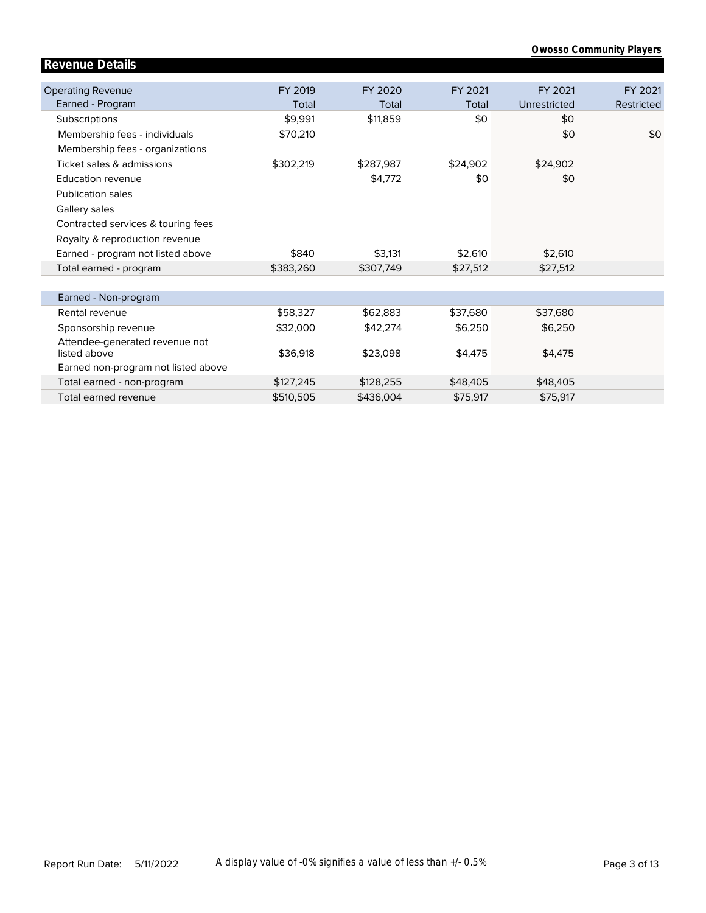## Revenue Details

| Operating Revenue<br>Earned - Program | FY 2019<br>Total | FY 2020<br>Total | FY 2021<br>Total | FY 2021<br>Unrestricted | FY 2021<br>Restricted |
|---|---|---|---|---|---|
| Subscriptions | $9,991 | $11,859 | $0 | $0 | |
| Membership fees - individuals | $70,210 | | | $0 | $0 |
| Membership fees - organizations | | | | | |
| Ticket sales & admissions | $302,219 | $287,987 | $24,902 | $24,902 | |
| Education revenue | | $4,772 | $0 | $0 | |
| Publication sales | | | | | |
| Gallery sales | | | | | |
| Contracted services & touring fees | | | | | |
| Royalty & reproduction revenue | | | | | |
| Earned - program not listed above | $840 | $3,131 | $2,610 | $2,610 | |
| Total earned - program | $383,260 | $307,749 | $27,512 | $27,512 | |

| Earned - Non-program | | | | | |
|---|---|---|---|---|---|
| Rental revenue | $58,327 | $62,883 | $37,680 | $37,680 | |
| Sponsorship revenue | $32,000 | $42,274 | $6,250 | $6,250 | |
| Attendee-generated revenue not listed above | $36,918 | $23,098 | $4,475 | $4,475 | |
| Earned non-program not listed above | | | | | |
| Total earned - non-program | $127,245 | $128,255 | $48,405 | $48,405 | |
| Total earned revenue | $510,505 | $436,004 | $75,917 | $75,917 | |

Report Run Date: 5/11/2022

A display value of -0% signifies a value of less than +/- 0.5%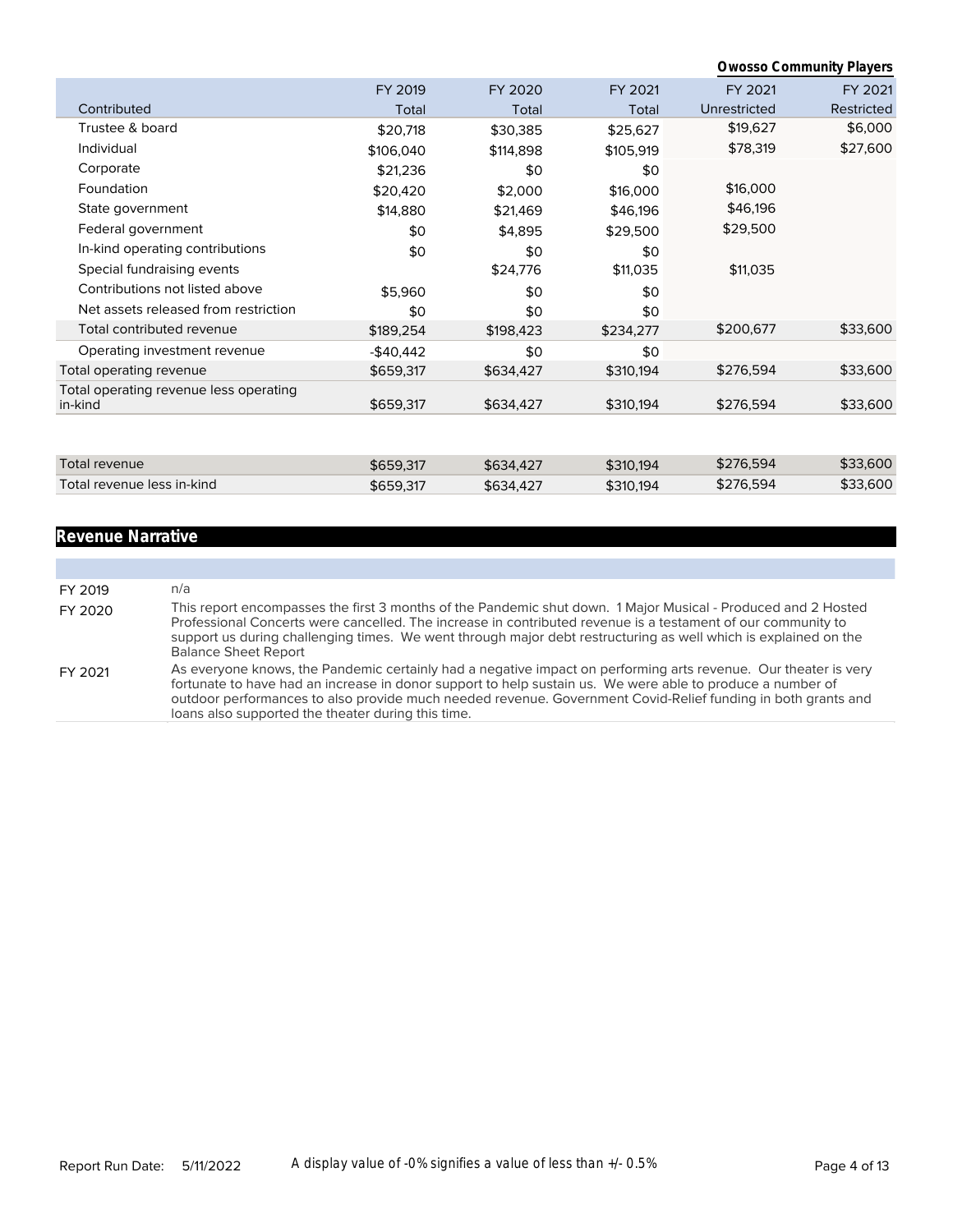| Contributed | FY 2019 Total | FY 2020 Total | FY 2021 Total | FY 2021 Unrestricted | FY 2021 Restricted |
|---|---|---|---|---|---|
| Trustee & board | $20,718 | $30,385 | $25,627 | $19,627 | $6,000 |
| Individual | $106,040 | $114,898 | $105,919 | $78,319 | $27,600 |
| Corporate | $21,236 | $0 | $0 | | |
| Foundation | $20,420 | $2,000 | $16,000 | $16,000 | |
| State government | $14,880 | $21,469 | $46,196 | $46,196 | |
| Federal government | $0 | $4,895 | $29,500 | $29,500 | |
| In-kind operating contributions | $0 | $0 | $0 | | |
| Special fundraising events | | $24,776 | $11,035 | $11,035 | |
| Contributions not listed above | $5,960 | $0 | $0 | | |
| Net assets released from restriction | $0 | $0 | $0 | | |
| Total contributed revenue | $189,254 | $198,423 | $234,277 | $200,677 | $33,600 |
| Operating investment revenue | -$40,442 | $0 | $0 | | |
| Total operating revenue | $659,317 | $634,427 | $310,194 | $276,594 | $33,600 |
| Total operating revenue less operating in-kind | $659,317 | $634,427 | $310,194 | $276,594 | $33,600 |
| Total revenue | $659,317 | $634,427 | $310,194 | $276,594 | $33,600 |
| Total revenue less in-kind | $659,317 | $634,427 | $310,194 | $276,594 | $33,600 |

## Revenue Narrative

| | |
|---|---|
| FY 2019 | n/a |
| FY 2020 | This report encompasses the first 3 months of the Pandemic shut down. 1 Major Musical - Produced and 2 Hosted Professional Concerts were cancelled. The increase in contributed revenue is a testament of our community to support us during challenging times. We went through major debt restructuring as well which is explained on the Balance Sheet Report |
| FY 2021 | As everyone knows, the Pandemic certainly had a negative impact on performing arts revenue. Our theater is very fortunate to have had an increase in donor support to help sustain us. We were able to produce a number of outdoor performances to also provide much needed revenue. Government Covid-Relief funding in both grants and loans also supported the theater during this time. |

A display value of -0% signifies a value of less than +/- 0.5%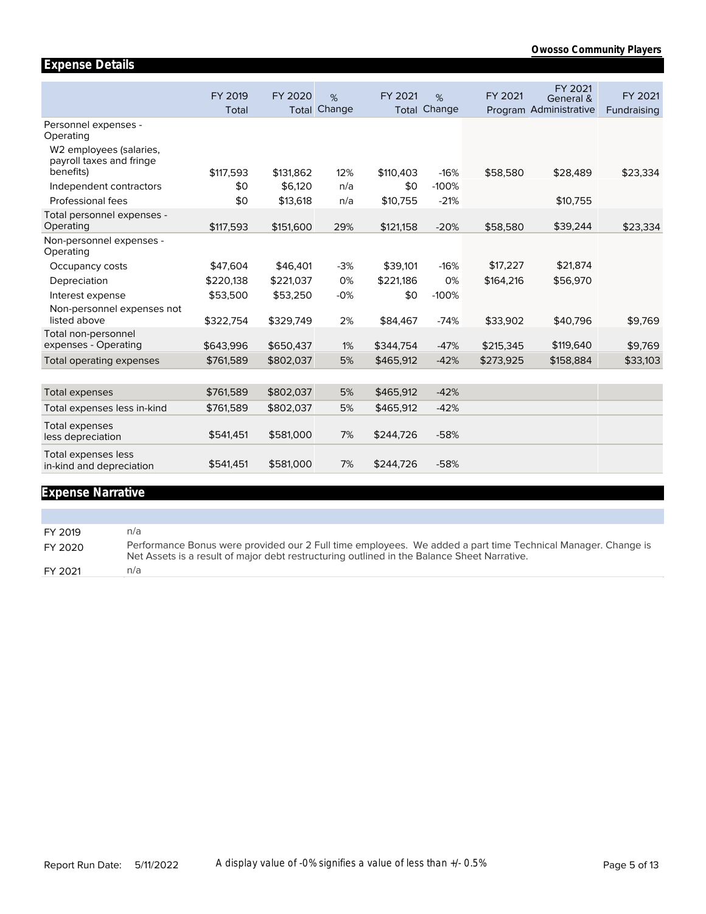## Expense Details

| | FY 2019 Total | FY 2020 Total | % Change | FY 2021 Total | % Change | FY 2021 Program | FY 2021 General & Administrative | FY 2021 Fundraising |
|---|---|---|---|---|---|---|---|---|
| Personnel expenses - Operating | | | | | | | | |
| W2 employees (salaries, payroll taxes and fringe benefits) | $117,593 | $131,862 | 12% | $110,403 | -16% | $58,580 | $28,489 | $23,334 |
| Independent contractors | $0 | $6,120 | n/a | $0 | -100% | | | |
| Professional fees | $0 | $13,618 | n/a | $10,755 | -21% | | $10,755 | |
| Total personnel expenses - Operating | $117,593 | $151,600 | 29% | $121,158 | -20% | $58,580 | $39,244 | $23,334 |
| Non-personnel expenses - Operating | | | | | | | | |
| Occupancy costs | $47,604 | $46,401 | -3% | $39,101 | -16% | $17,227 | $21,874 | |
| Depreciation | $220,138 | $221,037 | 0% | $221,186 | 0% | $164,216 | $56,970 | |
| Interest expense | $53,500 | $53,250 | -0% | $0 | -100% | | | |
| Non-personnel expenses not listed above | $322,754 | $329,749 | 2% | $84,467 | -74% | $33,902 | $40,796 | $9,769 |
| Total non-personnel expenses - Operating | $643,996 | $650,437 | 1% | $344,754 | -47% | $215,345 | $119,640 | $9,769 |
| Total operating expenses | $761,589 | $802,037 | 5% | $465,912 | -42% | $273,925 | $158,884 | $33,103 |
| | | | | | | | | |
| Total expenses | $761,589 | $802,037 | 5% | $465,912 | -42% | | | |
| Total expenses less in-kind | $761,589 | $802,037 | 5% | $465,912 | -42% | | | |
| Total expenses less depreciation | $541,451 | $581,000 | 7% | $244,726 | -58% | | | |
| Total expenses less in-kind and depreciation | $541,451 | $581,000 | 7% | $244,726 | -58% | | | |

## Expense Narrative

| | |
|---|---|
| FY 2019 | n/a |
| FY 2020 | Performance Bonus were provided our 2 Full time employees. We added a part time Technical Manager. Change is Net Assets is a result of major debt restructuring outlined in the Balance Sheet Narrative. |
| FY 2021 | n/a |

Report Run Date: 5/11/2022

A display value of -0% signifies a value of less than +/- 0.5%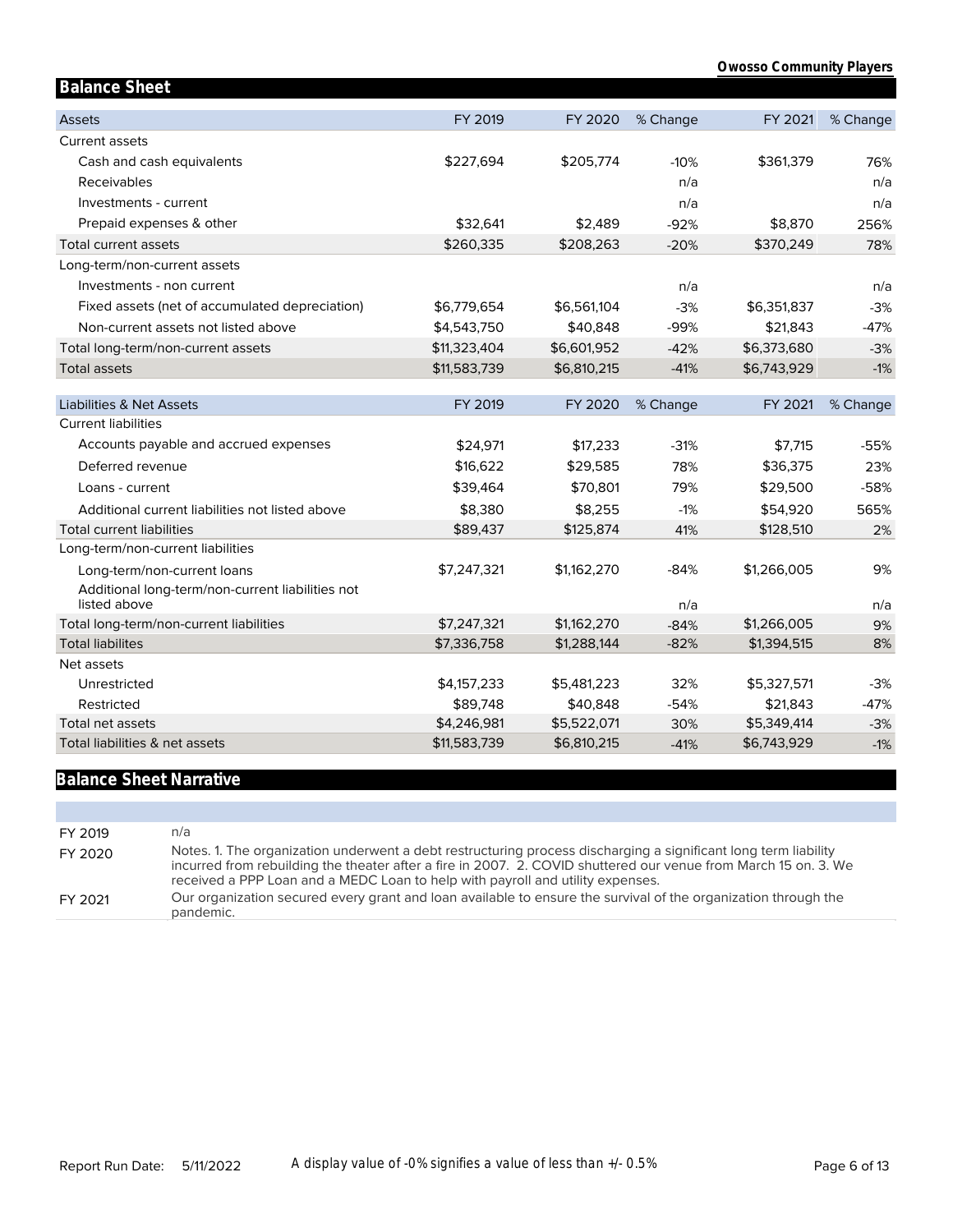## Balance Sheet

| Assets | FY 2019 | FY 2020 | % Change | FY 2021 | % Change |
|---|---|---|---|---|---|
| Current assets | | | | | |
| Cash and cash equivalents | $227,694 | $205,774 | -10% | $361,379 | 76% |
| Receivables | | | n/a | | n/a |
| Investments - current | | | n/a | | n/a |
| Prepaid expenses & other | $32,641 | $2,489 | -92% | $8,870 | 256% |
| Total current assets | $260,335 | $208,263 | -20% | $370,249 | 78% |
| Long-term/non-current assets | | | | | |
| Investments - non current | | | n/a | | n/a |
| Fixed assets (net of accumulated depreciation) | $6,779,654 | $6,561,104 | -3% | $6,351,837 | -3% |
| Non-current assets not listed above | $4,543,750 | $40,848 | -99% | $21,843 | -47% |
| Total long-term/non-current assets | $11,323,404 | $6,601,952 | -42% | $6,373,680 | -3% |
| Total assets | $11,583,739 | $6,810,215 | -41% | $6,743,929 | -1% |

| Liabilities & Net Assets | FY 2019 | FY 2020 | % Change | FY 2021 | % Change |
|---|---|---|---|---|---|
| Current liabilities | | | | | |
| Accounts payable and accrued expenses | $24,971 | $17,233 | -31% | $7,715 | -55% |
| Deferred revenue | $16,622 | $29,585 | 78% | $36,375 | 23% |
| Loans - current | $39,464 | $70,801 | 79% | $29,500 | -58% |
| Additional current liabilities not listed above | $8,380 | $8,255 | -1% | $54,920 | 565% |
| Total current liabilities | $89,437 | $125,874 | 41% | $128,510 | 2% |
| Long-term/non-current liabilities | | | | | |
| Long-term/non-current loans | $7,247,321 | $1,162,270 | -84% | $1,266,005 | 9% |
| Additional long-term/non-current liabilities not listed above | | | n/a | | n/a |
| Total long-term/non-current liabilities | $7,247,321 | $1,162,270 | -84% | $1,266,005 | 9% |
| Total liabilites | $7,336,758 | $1,288,144 | -82% | $1,394,515 | 8% |
| Net assets | | | | | |
| Unrestricted | $4,157,233 | $5,481,223 | 32% | $5,327,571 | -3% |
| Restricted | $89,748 | $40,848 | -54% | $21,843 | -47% |
| Total net assets | $4,246,981 | $5,522,071 | 30% | $5,349,414 | -3% |
| Total liabilities & net assets | $11,583,739 | $6,810,215 | -41% | $6,743,929 | -1% |

## Balance Sheet Narrative

| | |
|---|---|
| FY 2019 | n/a |
| FY 2020 | Notes. 1. The organization underwent a debt restructuring process discharging a significant long term liability incurred from rebuilding the theater after a fire in 2007. 2. COVID shuttered our venue from March 15 on. 3. We received a PPP Loan and a MEDC Loan to help with payroll and utility expenses. |
| FY 2021 | Our organization secured every grant and loan available to ensure the survival of the organization through the pandemic. |

Report Run Date: 5/11/2022

A display value of -0% signifies a value of less than +/- 0.5%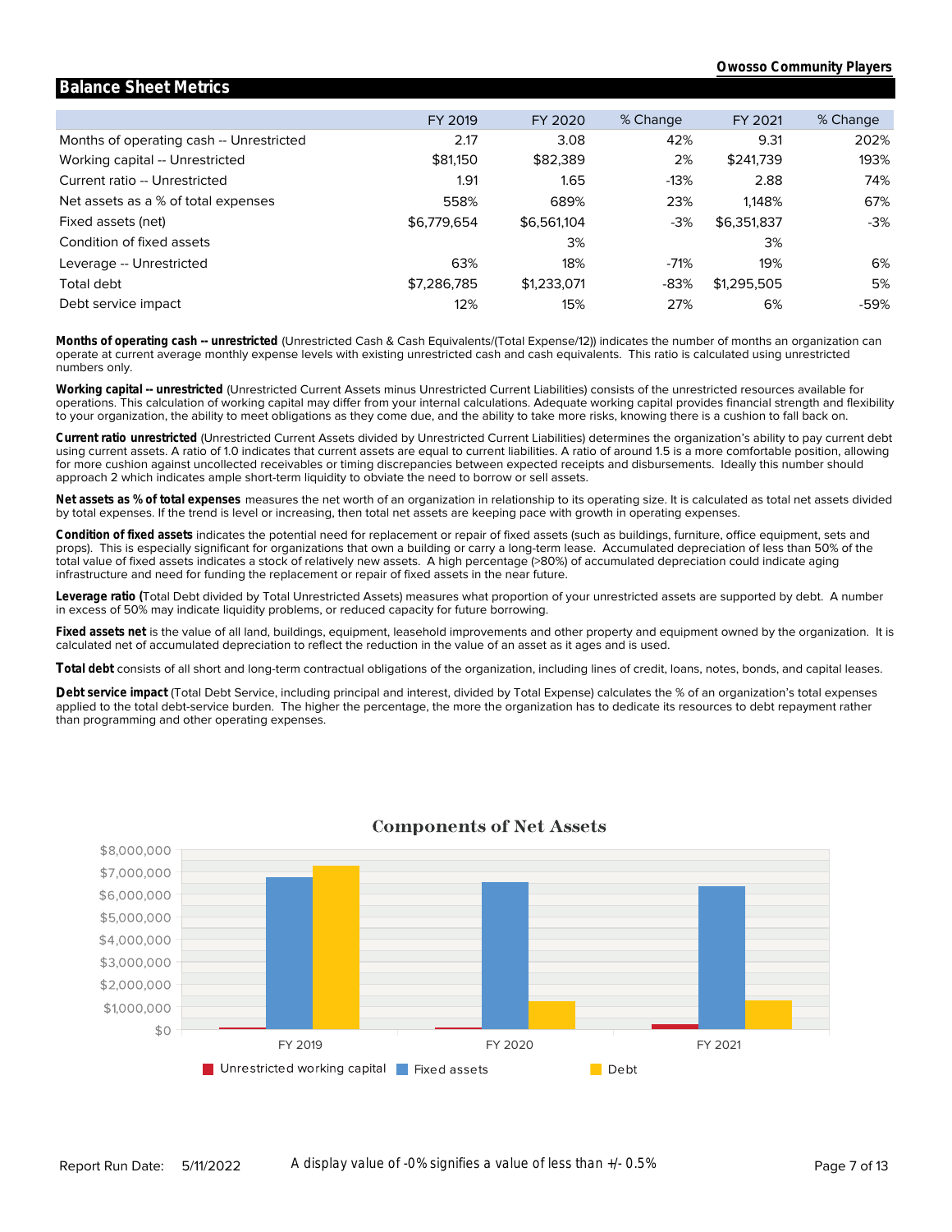## Balance Sheet Metrics

| | FY 2019 | FY 2020 | % Change | FY 2021 | % Change |
|---|---|---|---|---|---|
| Months of operating cash -- Unrestricted | 2.17 | 3.08 | 42% | 9.31 | 202% |
| Working capital -- Unrestricted | $81,150 | $82,389 | 2% | $241,739 | 193% |
| Current ratio -- Unrestricted | 1.91 | 1.65 | -13% | 2.88 | 74% |
| Net assets as a % of total expenses | 558% | 689% | 23% | 1,148% | 67% |
| Fixed assets (net) | $6,779,654 | $6,561,104 | -3% | $6,351,837 | -3% |
| Condition of fixed assets | | 3% | | 3% | |
| Leverage -- Unrestricted | 63% | 18% | -71% | 19% | 6% |
| Total debt | $7,286,785 | $1,233,071 | -83% | $1,295,505 | 5% |
| Debt service impact | 12% | 15% | 27% | 6% | -59% |

**Months of operating cash -- unrestricted** (Unrestricted Cash & Cash Equivalents/(Total Expense/12)) indicates the number of months an organization can operate at current average monthly expense levels with existing unrestricted cash and cash equivalents. This ratio is calculated using unrestricted numbers only.

**Working capital -- unrestricted** (Unrestricted Current Assets minus Unrestricted Current Liabilities) consists of the unrestricted resources available for operations. This calculation of working capital may differ from your internal calculations. Adequate working capital provides financial strength and flexibility to your organization, the ability to meet obligations as they come due, and the ability to take more risks, knowing there is a cushion to fall back on.

**Current ratio unrestricted** (Unrestricted Current Assets divided by Unrestricted Current Liabilities) determines the organization's ability to pay current debt using current assets. A ratio of 1.0 indicates that current assets are equal to current liabilities. A ratio of around 1.5 is a more comfortable position, allowing for more cushion against uncollected receivables or timing discrepancies between expected receipts and disbursements. Ideally this number should approach 2 which indicates ample short-term liquidity to obviate the need to borrow or sell assets.

**Net assets as % of total expenses** measures the net worth of an organization in relationship to its operating size. It is calculated as total net assets divided by total expenses. If the trend is level or increasing, then total net assets are keeping pace with growth in operating expenses.

**Condition of fixed assets** indicates the potential need for replacement or repair of fixed assets (such as buildings, furniture, office equipment, sets and props). This is especially significant for organizations that own a building or carry a long-term lease. Accumulated depreciation of less than 50% of the total value of fixed assets indicates a stock of relatively new assets. A high percentage (>80%) of accumulated depreciation could indicate aging infrastructure and need for funding the replacement or repair of fixed assets in the near future.

**Leverage ratio (**Total Debt divided by Total Unrestricted Assets) measures what proportion of your unrestricted assets are supported by debt. A number in excess of 50% may indicate liquidity problems, or reduced capacity for future borrowing.

**Fixed assets net** is the value of all land, buildings, equipment, leasehold improvements and other property and equipment owned by the organization. It is calculated net of accumulated depreciation to reflect the reduction in the value of an asset as it ages and is used.

**Total debt** consists of all short and long-term contractual obligations of the organization, including lines of credit, loans, notes, bonds, and capital leases.

**Debt service impact** (Total Debt Service, including principal and interest, divided by Total Expense) calculates the % of an organization's total expenses applied to the total debt-service burden. The higher the percentage, the more the organization has to dedicate its resources to debt repayment rather than programming and other operating expenses.

### Components of Net Assets

| | Unrestricted working capital | Fixed assets | Debt |
|---|---|---|---|
| FY 2019 | $81,150 | $6,779,654 | $7,286,785 |
| FY 2020 | $82,389 | $6,561,104 | $1,233,071 |
| FY 2021 | $241,739 | $6,351,837 | $1,295,505 |

A display value of -0% signifies a value of less than +/- 0.5%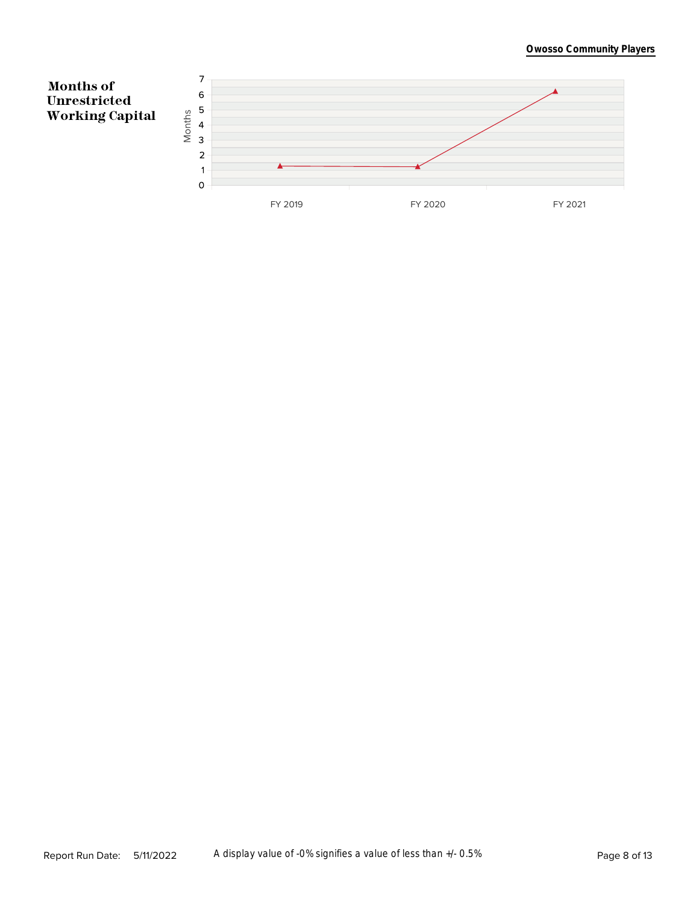## Months of Unrestricted Working Capital

Months

7
6
5
4
3
2
1
0

FY 2019 FY 2020 FY 2021

Report Run Date: 5/11/2022

A display value of -0% signifies a value of less than +/- 0.5%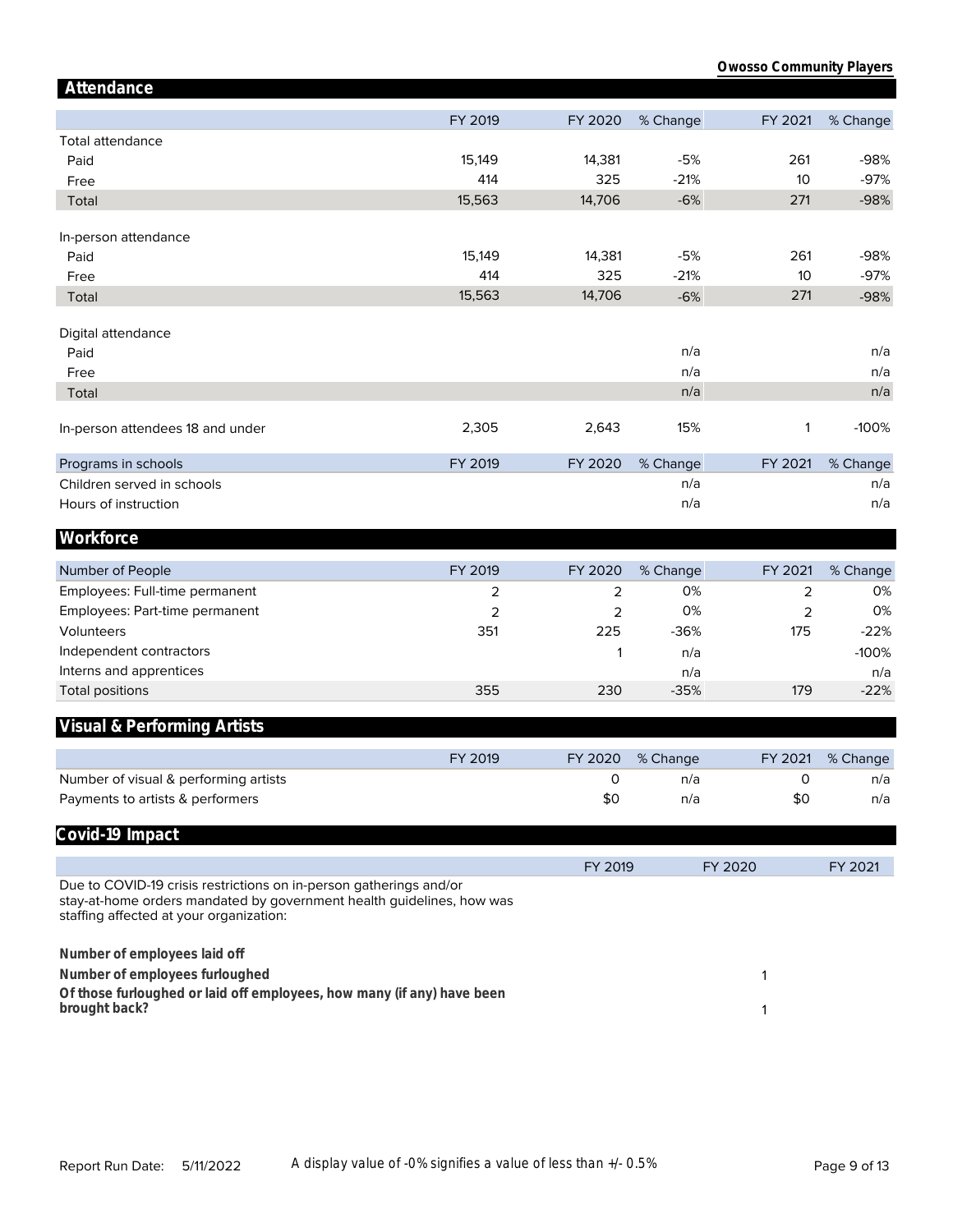## Attendance

| | FY 2019 | FY 2020 | % Change | FY 2021 | % Change |
|---|---|---|---|---|---|
| Total attendance | | | | | |
| Paid | 15,149 | 14,381 | -5% | 261 | -98% |
| Free | 414 | 325 | -21% | 10 | -97% |
| Total | 15,563 | 14,706 | -6% | 271 | -98% |
| | | | | | |
| In-person attendance | | | | | |
| Paid | 15,149 | 14,381 | -5% | 261 | -98% |
| Free | 414 | 325 | -21% | 10 | -97% |
| Total | 15,563 | 14,706 | -6% | 271 | -98% |
| | | | | | |
| Digital attendance | | | | | |
| Paid | | | n/a | | n/a |
| Free | | | n/a | | n/a |
| Total | | | n/a | | n/a |
| | | | | | |
| In-person attendees 18 and under | 2,305 | 2,643 | 15% | 1 | -100% |

| Programs in schools | FY 2019 | FY 2020 | % Change | FY 2021 | % Change |
|---|---|---|---|---|---|
| Children served in schools | | | n/a | | n/a |
| Hours of instruction | | | n/a | | n/a |

## Workforce

| Number of People | FY 2019 | FY 2020 | % Change | FY 2021 | % Change |
|---|---|---|---|---|---|
| Employees: Full-time permanent | 2 | 2 | 0% | 2 | 0% |
| Employees: Part-time permanent | 2 | 2 | 0% | 2 | 0% |
| Volunteers | 351 | 225 | -36% | 175 | -22% |
| Independent contractors | | 1 | n/a | | -100% |
| Interns and apprentices | | | n/a | | n/a |
| Total positions | 355 | 230 | -35% | 179 | -22% |

## Visual & Performing Artists

| | FY 2019 | FY 2020 | % Change | FY 2021 | % Change |
|---|---|---|---|---|---|
| Number of visual & performing artists | | 0 | n/a | 0 | n/a |
| Payments to artists & performers | | $0 | n/a | $0 | n/a |

## Covid-19 Impact

| | FY 2019 | FY 2020 | FY 2021 |
|---|---|---|---|
| Due to COVID-19 crisis restrictions on in-person gatherings and/or stay-at-home orders mandated by government health guidelines, how was staffing affected at your organization: | | | |
| **Number of employees laid off** | | | |
| **Number of employees furloughed** | | 1 | |
| **Of those furloughed or laid off employees, how many (if any) have been brought back?** | | 1 | |

Report Run Date: 5/11/2022

A display value of -0% signifies a value of less than +/- 0.5%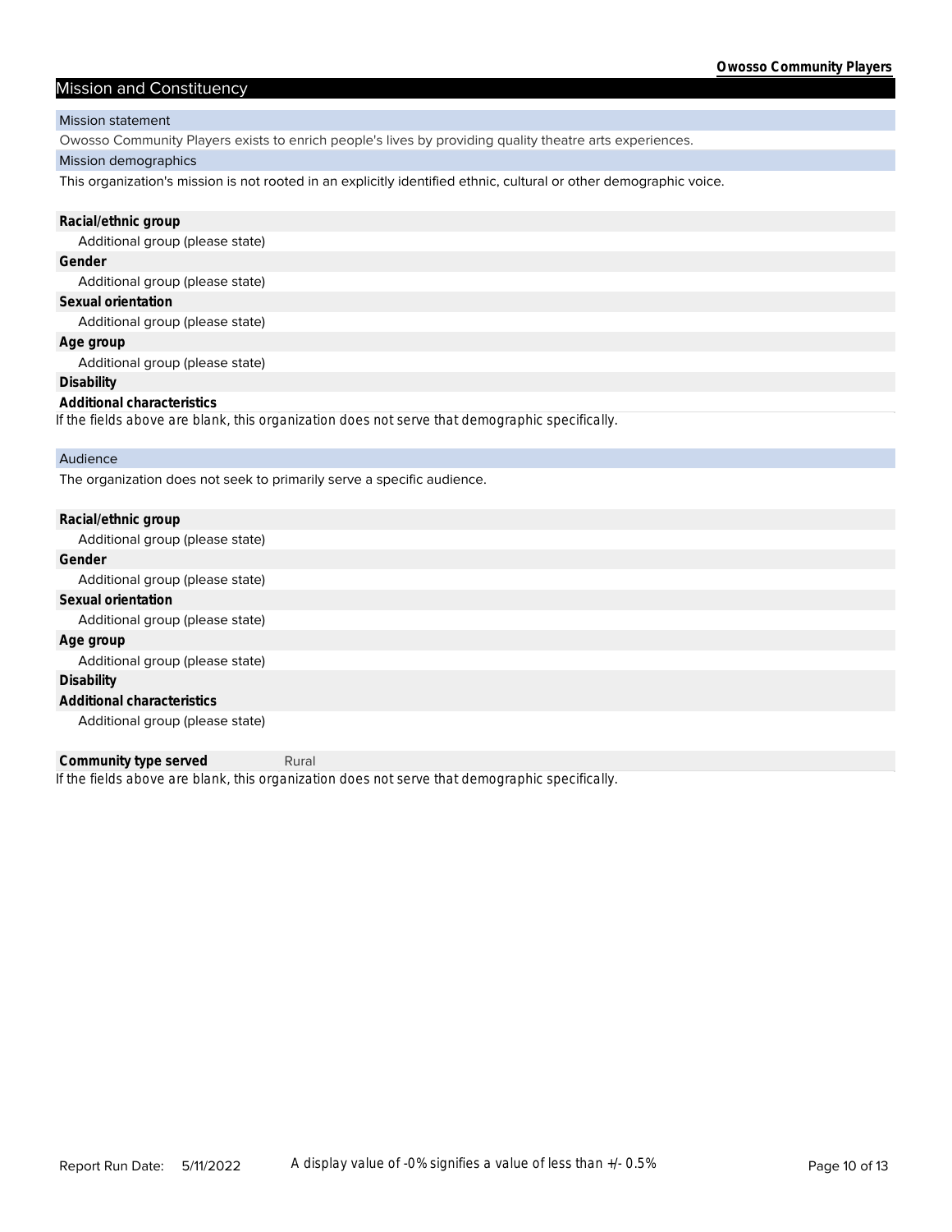## Mission and Constituency

### Mission statement

Owosso Community Players exists to enrich people's lives by providing quality theatre arts experiences.

### Mission demographics

This organization's mission is not rooted in an explicitly identified ethnic, cultural or other demographic voice.

**Racial/ethnic group**

Additional group (please state)

**Gender**

Additional group (please state)

**Sexual orientation**

Additional group (please state)

**Age group**

Additional group (please state)

**Disability**

**Additional characteristics**

*If the fields above are blank, this organization does not serve that demographic specifically.*

### Audience

The organization does not seek to primarily serve a specific audience.

**Racial/ethnic group**

Additional group (please state)

**Gender**

Additional group (please state)

**Sexual orientation**

Additional group (please state)

**Age group**

Additional group (please state)

**Disability**

**Additional characteristics**

Additional group (please state)

**Community type served** Rural

*If the fields above are blank, this organization does not serve that demographic specifically.*

Report Run Date: 5/11/2022 A display value of -0% signifies a value of less than +/- 0.5%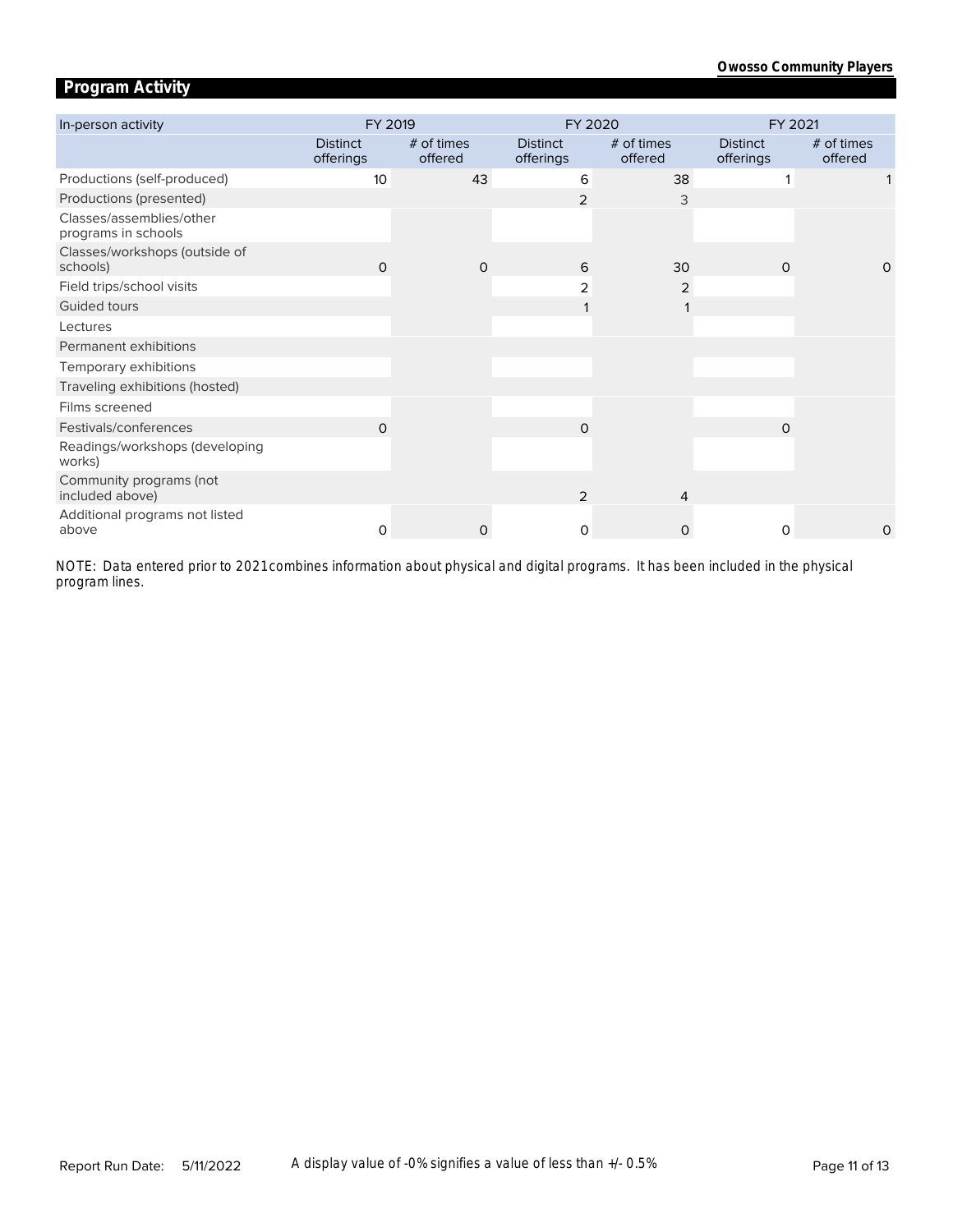## Program Activity

| In-person activity | FY 2019 | | FY 2020 | | FY 2021 | |
|---|---|---|---|---|---|---|
| | Distinct offerings | # of times offered | Distinct offerings | # of times offered | Distinct offerings | # of times offered |
| Productions (self-produced) | 10 | 43 | 6 | 38 | 1 | 1 |
| Productions (presented) | | | 2 | 3 | | |
| Classes/assemblies/other programs in schools | | | | | | |
| Classes/workshops (outside of schools) | 0 | 0 | 6 | 30 | 0 | 0 |
| Field trips/school visits | | | 2 | 2 | | |
| Guided tours | | | 1 | 1 | | |
| Lectures | | | | | | |
| Permanent exhibitions | | | | | | |
| Temporary exhibitions | | | | | | |
| Traveling exhibitions (hosted) | | | | | | |
| Films screened | | | | | | |
| Festivals/conferences | 0 | | 0 | | 0 | |
| Readings/workshops (developing works) | | | | | | |
| Community programs (not included above) | | | 2 | 4 | | |
| Additional programs not listed above | 0 | 0 | 0 | 0 | 0 | 0 |

NOTE: Data entered prior to 2021 combines information about physical and digital programs. It has been included in the physical program lines.

Report Run Date: 5/11/2022

A display value of -0% signifies a value of less than +/- 0.5%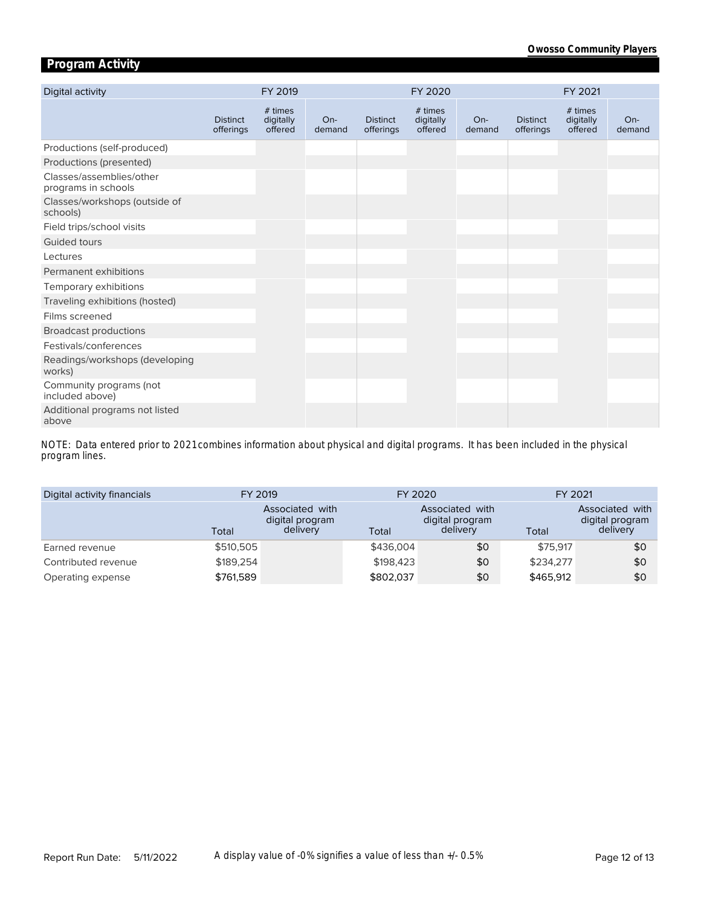## Program Activity

| Digital activity | FY 2019 | | | FY 2020 | | | FY 2021 | | |
|---|---|---|---|---|---|---|---|---|---|
| | Distinct offerings | # times digitally offered | On-demand | Distinct offerings | # times digitally offered | On-demand | Distinct offerings | # times digitally offered | On-demand |
| Productions (self-produced) | | | | | | | | | |
| Productions (presented) | | | | | | | | | |
| Classes/assemblies/other programs in schools | | | | | | | | | |
| Classes/workshops (outside of schools) | | | | | | | | | |
| Field trips/school visits | | | | | | | | | |
| Guided tours | | | | | | | | | |
| Lectures | | | | | | | | | |
| Permanent exhibitions | | | | | | | | | |
| Temporary exhibitions | | | | | | | | | |
| Traveling exhibitions (hosted) | | | | | | | | | |
| Films screened | | | | | | | | | |
| Broadcast productions | | | | | | | | | |
| Festivals/conferences | | | | | | | | | |
| Readings/workshops (developing works) | | | | | | | | | |
| Community programs (not included above) | | | | | | | | | |
| Additional programs not listed above | | | | | | | | | |

*NOTE: Data entered prior to 2021 combines information about physical and digital programs. It has been included in the physical program lines.*

| Digital activity financials | FY 2019 | | FY 2020 | | FY 2021 | |
|---|---|---|---|---|---|---|
| | Total | Associated with digital program delivery | Total | Associated with digital program delivery | Total | Associated with digital program delivery |
| Earned revenue | $510,505 | | $436,004 | $0 | $75,917 | $0 |
| Contributed revenue | $189,254 | | $198,423 | $0 | $234,277 | $0 |
| Operating expense | $761,589 | | $802,037 | $0 | $465,912 | $0 |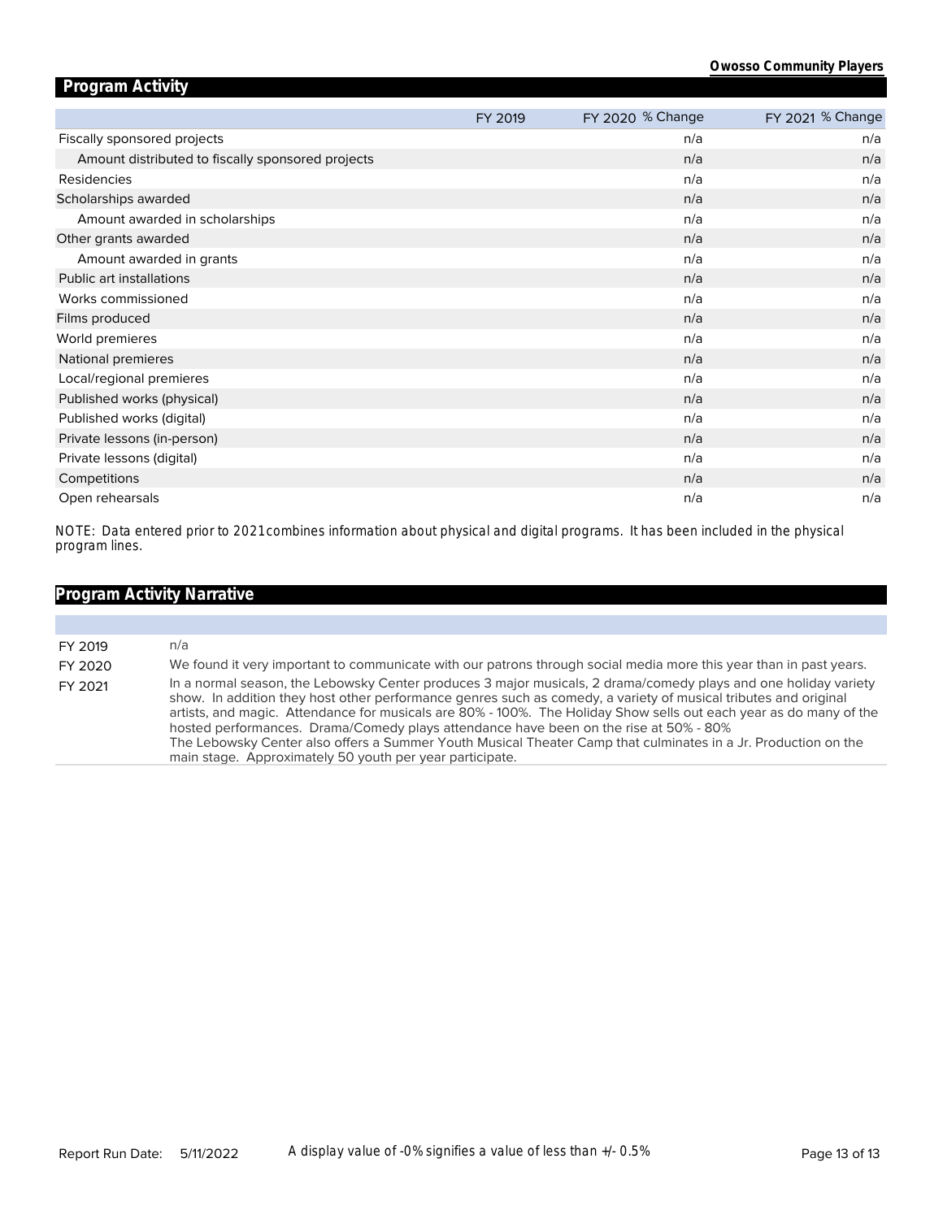## Program Activity

| | FY 2019 | FY 2020 | % Change | FY 2021 | % Change |
|---|---|---|---|---|---|
| Fiscally sponsored projects | | | n/a | | n/a |
| Amount distributed to fiscally sponsored projects | | | n/a | | n/a |
| Residencies | | | n/a | | n/a |
| Scholarships awarded | | | n/a | | n/a |
| Amount awarded in scholarships | | | n/a | | n/a |
| Other grants awarded | | | n/a | | n/a |
| Amount awarded in grants | | | n/a | | n/a |
| Public art installations | | | n/a | | n/a |
| Works commissioned | | | n/a | | n/a |
| Films produced | | | n/a | | n/a |
| World premieres | | | n/a | | n/a |
| National premieres | | | n/a | | n/a |
| Local/regional premieres | | | n/a | | n/a |
| Published works (physical) | | | n/a | | n/a |
| Published works (digital) | | | n/a | | n/a |
| Private lessons (in-person) | | | n/a | | n/a |
| Private lessons (digital) | | | n/a | | n/a |
| Competitions | | | n/a | | n/a |
| Open rehearsals | | | n/a | | n/a |

NOTE: Data entered prior to 2021 combines information about physical and digital programs. It has been included in the physical program lines.

## Program Activity Narrative

| | |
|---|---|
| FY 2019 | n/a |
| FY 2020 | We found it very important to communicate with our patrons through social media more this year than in past years. |
| FY 2021 | In a normal season, the Lebowsky Center produces 3 major musicals, 2 drama/comedy plays and one holiday variety show. In addition they host other performance genres such as comedy, a variety of musical tributes and original artists, and magic. Attendance for musicals are 80% - 100%. The Holiday Show sells out each year as do many of the hosted performances. Drama/Comedy plays attendance have been on the rise at 50% - 80%<br>The Lebowsky Center also offers a Summer Youth Musical Theater Camp that culminates in a Jr. Production on the main stage. Approximately 50 youth per year participate. |

A display value of -0% signifies a value of less than +/- 0.5%